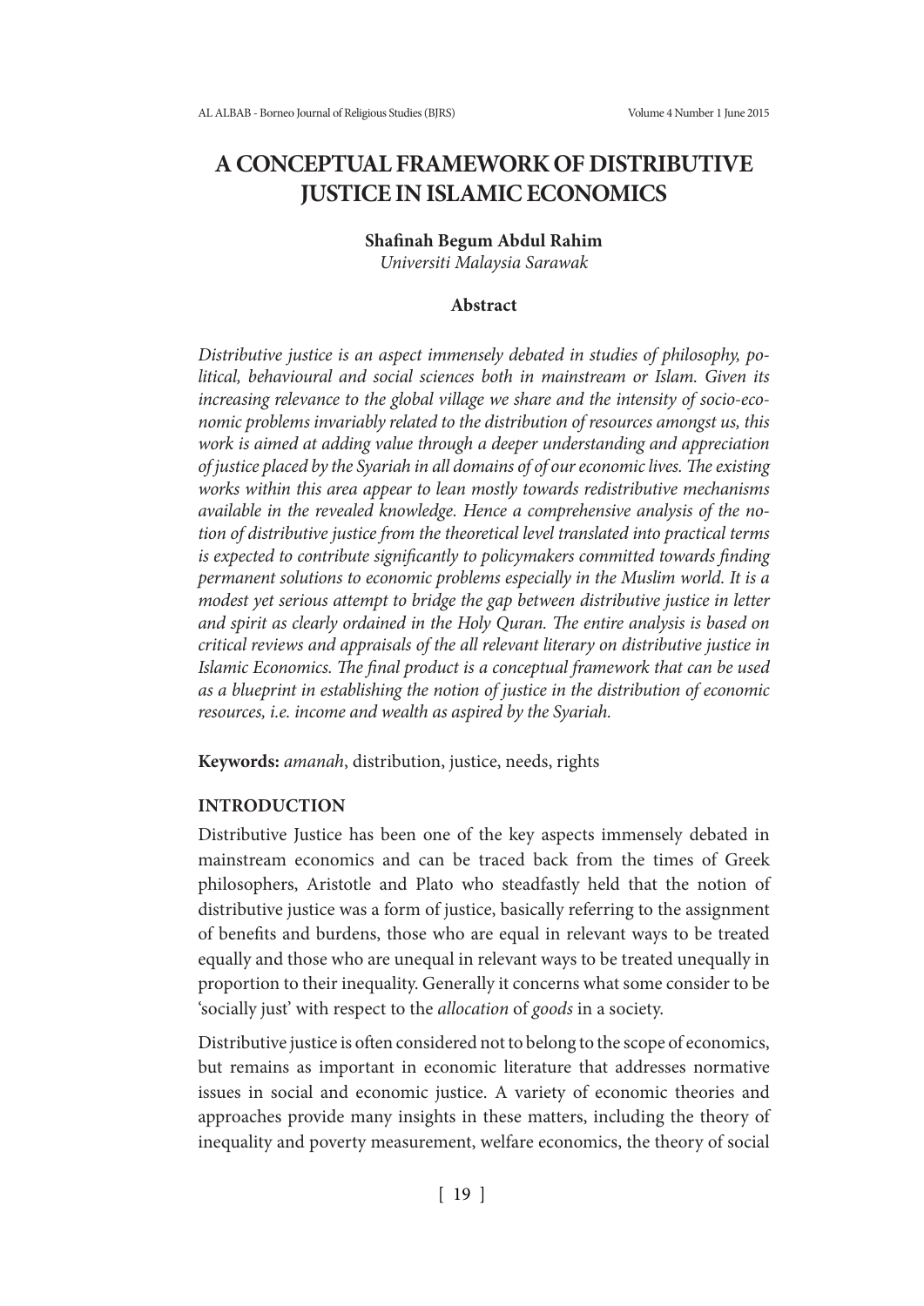# A CONCEPTUAL FRAMEWORK OF DISTRIBUTIVE JUSTICE IN ISLAMIC ECONOMICS

**Shafinah Begum Abdul Rahim**
*Universiti Malaysia Sarawak*

### Abstract

*Distributive justice is an aspect immensely debated in studies of philosophy, political, behavioural and social sciences both in mainstream or Islam. Given its increasing relevance to the global village we share and the intensity of socio-economic problems invariably related to the distribution of resources amongst us, this work is aimed at adding value through a deeper understanding and appreciation of justice placed by the Syariah in all domains of of our economic lives. The existing works within this area appear to lean mostly towards redistributive mechanisms available in the revealed knowledge. Hence a comprehensive analysis of the notion of distributive justice from the theoretical level translated into practical terms is expected to contribute significantly to policymakers committed towards finding permanent solutions to economic problems especially in the Muslim world. It is a modest yet serious attempt to bridge the gap between distributive justice in letter and spirit as clearly ordained in the Holy Quran. The entire analysis is based on critical reviews and appraisals of the all relevant literary on distributive justice in Islamic Economics. The final product is a conceptual framework that can be used as a blueprint in establishing the notion of justice in the distribution of economic resources, i.e. income and wealth as aspired by the Syariah.*

**Keywords:** *amanah*, distribution, justice, needs, rights

## INTRODUCTION

Distributive Justice has been one of the key aspects immensely debated in mainstream economics and can be traced back from the times of Greek philosophers, Aristotle and Plato who steadfastly held that the notion of distributive justice was a form of justice, basically referring to the assignment of benefits and burdens, those who are equal in relevant ways to be treated equally and those who are unequal in relevant ways to be treated unequally in proportion to their inequality. Generally it concerns what some consider to be 'socially just' with respect to the *allocation* of *goods* in a society.

Distributive justice is often considered not to belong to the scope of economics, but remains as important in economic literature that addresses normative issues in social and economic justice. A variety of economic theories and approaches provide many insights in these matters, including the theory of inequality and poverty measurement, welfare economics, the theory of social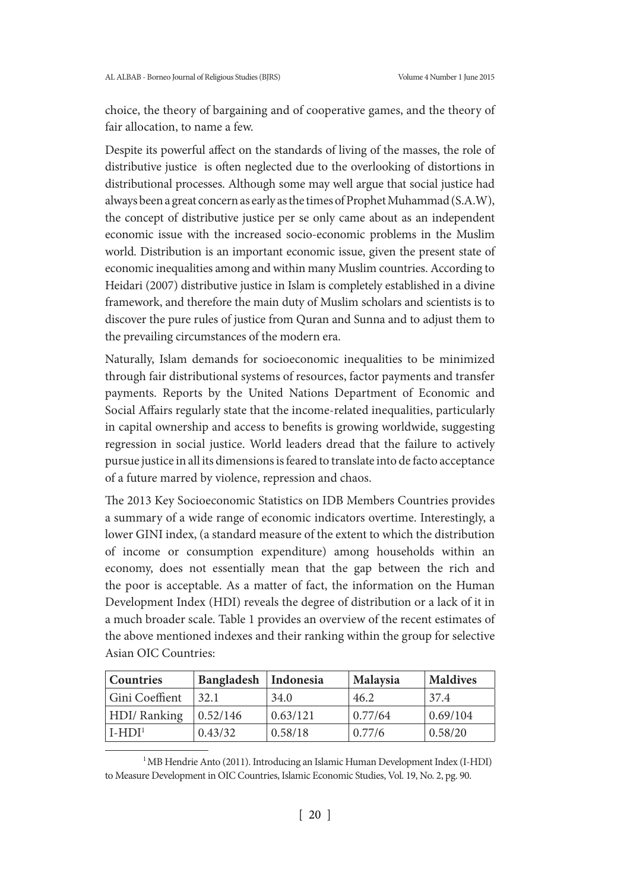choice, the theory of bargaining and of cooperative games, and the theory of fair allocation, to name a few.

Despite its powerful affect on the standards of living of the masses, the role of distributive justice is often neglected due to the overlooking of distortions in distributional processes. Although some may well argue that social justice had always been a great concern as early as the times of Prophet Muhammad (S.A.W), the concept of distributive justice per se only came about as an independent economic issue with the increased socio-economic problems in the Muslim world. Distribution is an important economic issue, given the present state of economic inequalities among and within many Muslim countries. According to Heidari (2007) distributive justice in Islam is completely established in a divine framework, and therefore the main duty of Muslim scholars and scientists is to discover the pure rules of justice from Quran and Sunna and to adjust them to the prevailing circumstances of the modern era.

Naturally, Islam demands for socioeconomic inequalities to be minimized through fair distributional systems of resources, factor payments and transfer payments. Reports by the United Nations Department of Economic and Social Affairs regularly state that the income-related inequalities, particularly in capital ownership and access to benefits is growing worldwide, suggesting regression in social justice. World leaders dread that the failure to actively pursue justice in all its dimensions is feared to translate into de facto acceptance of a future marred by violence, repression and chaos.

The 2013 Key Socioeconomic Statistics on IDB Members Countries provides a summary of a wide range of economic indicators overtime. Interestingly, a lower GINI index, (a standard measure of the extent to which the distribution of income or consumption expenditure) among households within an economy, does not essentially mean that the gap between the rich and the poor is acceptable. As a matter of fact, the information on the Human Development Index (HDI) reveals the degree of distribution or a lack of it in a much broader scale. Table 1 provides an overview of the recent estimates of the above mentioned indexes and their ranking within the group for selective Asian OIC Countries:

| **Countries** | **Bangladesh** | **Indonesia** | **Malaysia** | **Maldives** |
|---|---|---|---|---|
| Gini Coeffient | 32.1 | 34.0 | 46.2 | 37.4 |
| HDI/ Ranking | 0.52/146 | 0.63/121 | 0.77/64 | 0.69/104 |
| I-HDI[1] | 0.43/32 | 0.58/18 | 0.77/6 | 0.58/20 |

[1] MB Hendrie Anto (2011). Introducing an Islamic Human Development Index (I-HDI) to Measure Development in OIC Countries, Islamic Economic Studies, Vol. 19, No. 2, pg. 90.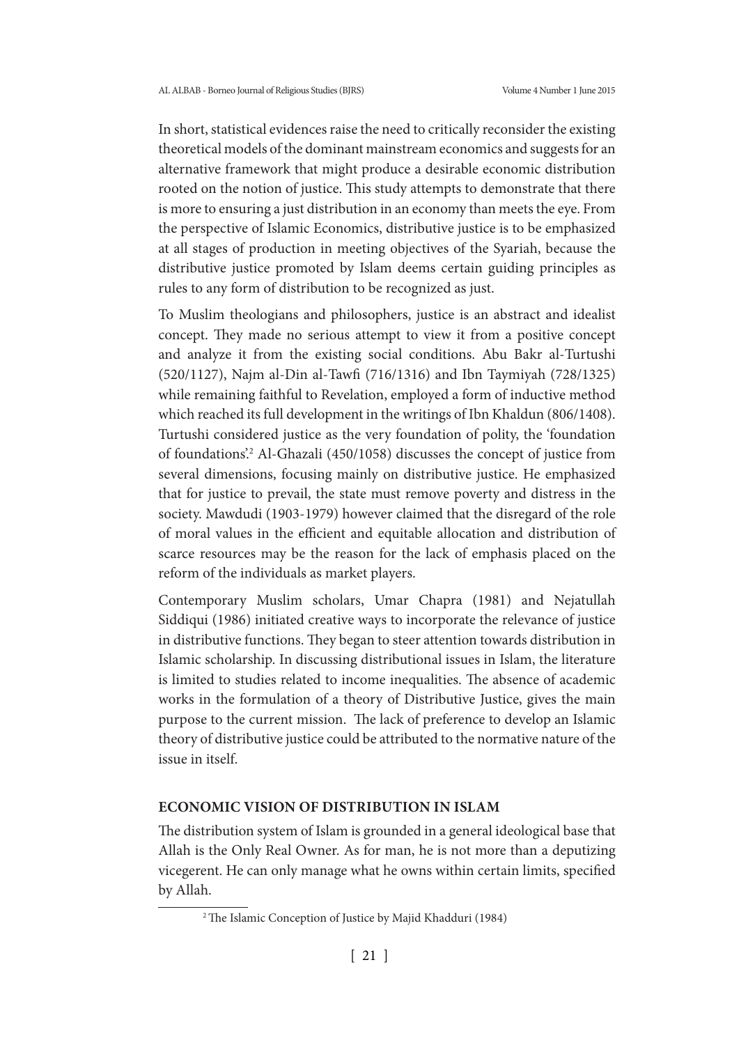In short, statistical evidences raise the need to critically reconsider the existing theoretical models of the dominant mainstream economics and suggests for an alternative framework that might produce a desirable economic distribution rooted on the notion of justice. This study attempts to demonstrate that there is more to ensuring a just distribution in an economy than meets the eye. From the perspective of Islamic Economics, distributive justice is to be emphasized at all stages of production in meeting objectives of the Syariah, because the distributive justice promoted by Islam deems certain guiding principles as rules to any form of distribution to be recognized as just.

To Muslim theologians and philosophers, justice is an abstract and idealist concept. They made no serious attempt to view it from a positive concept and analyze it from the existing social conditions. Abu Bakr al-Turtushi (520/1127), Najm al-Din al-Tawfi (716/1316) and Ibn Taymiyah (728/1325) while remaining faithful to Revelation, employed a form of inductive method which reached its full development in the writings of Ibn Khaldun (806/1408). Turtushi considered justice as the very foundation of polity, the 'foundation of foundations'.[2] Al-Ghazali (450/1058) discusses the concept of justice from several dimensions, focusing mainly on distributive justice. He emphasized that for justice to prevail, the state must remove poverty and distress in the society. Mawdudi (1903-1979) however claimed that the disregard of the role of moral values in the efficient and equitable allocation and distribution of scarce resources may be the reason for the lack of emphasis placed on the reform of the individuals as market players.

Contemporary Muslim scholars, Umar Chapra (1981) and Nejatullah Siddiqui (1986) initiated creative ways to incorporate the relevance of justice in distributive functions. They began to steer attention towards distribution in Islamic scholarship. In discussing distributional issues in Islam, the literature is limited to studies related to income inequalities. The absence of academic works in the formulation of a theory of Distributive Justice, gives the main purpose to the current mission. The lack of preference to develop an Islamic theory of distributive justice could be attributed to the normative nature of the issue in itself.

## ECONOMIC VISION OF DISTRIBUTION IN ISLAM

The distribution system of Islam is grounded in a general ideological base that Allah is the Only Real Owner. As for man, he is not more than a deputizing vicegerent. He can only manage what he owns within certain limits, specified by Allah.

---

[2] The Islamic Conception of Justice by Majid Khadduri (1984)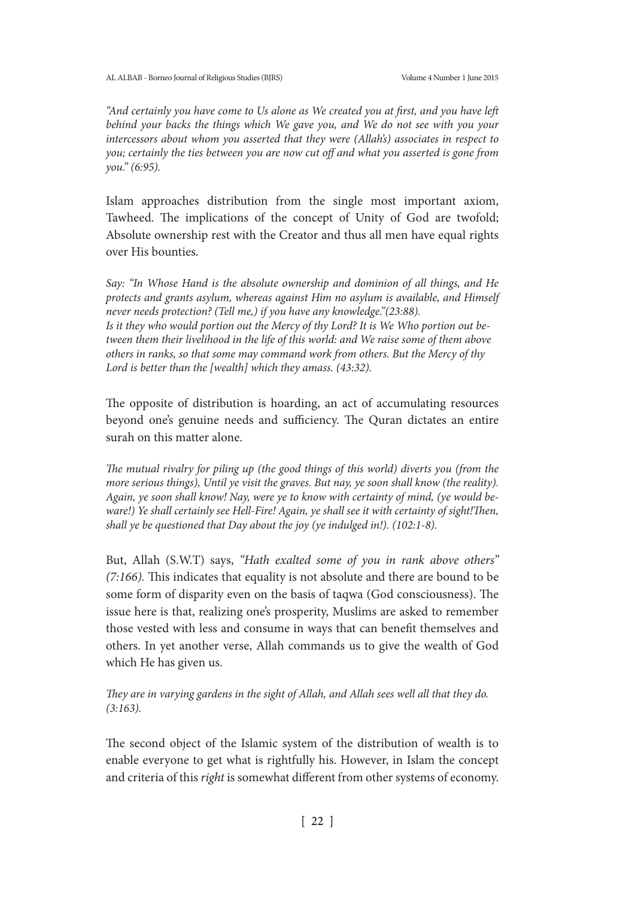*"And certainly you have come to Us alone as We created you at first, and you have left behind your backs the things which We gave you, and We do not see with you your intercessors about whom you asserted that they were (Allah's) associates in respect to you; certainly the ties between you are now cut off and what you asserted is gone from you." (6:95).*

Islam approaches distribution from the single most important axiom, Tawheed. The implications of the concept of Unity of God are twofold; Absolute ownership rest with the Creator and thus all men have equal rights over His bounties.

*Say: "In Whose Hand is the absolute ownership and dominion of all things, and He protects and grants asylum, whereas against Him no asylum is available, and Himself never needs protection? (Tell me,) if you have any knowledge."(23:88).*
*Is it they who would portion out the Mercy of thy Lord? It is We Who portion out between them their livelihood in the life of this world: and We raise some of them above others in ranks, so that some may command work from others. But the Mercy of thy Lord is better than the [wealth] which they amass. (43:32).*

The opposite of distribution is hoarding, an act of accumulating resources beyond one's genuine needs and sufficiency. The Quran dictates an entire surah on this matter alone.

*The mutual rivalry for piling up (the good things of this world) diverts you (from the more serious things), Until ye visit the graves. But nay, ye soon shall know (the reality). Again, ye soon shall know! Nay, were ye to know with certainty of mind, (ye would beware!) Ye shall certainly see Hell-Fire! Again, ye shall see it with certainty of sight!Then, shall ye be questioned that Day about the joy (ye indulged in!). (102:1-8).*

But, Allah (S.W.T) says, *"Hath exalted some of you in rank above others" (7:166).* This indicates that equality is not absolute and there are bound to be some form of disparity even on the basis of taqwa (God consciousness). The issue here is that, realizing one's prosperity, Muslims are asked to remember those vested with less and consume in ways that can benefit themselves and others. In yet another verse, Allah commands us to give the wealth of God which He has given us.

*They are in varying gardens in the sight of Allah, and Allah sees well all that they do. (3:163).*

The second object of the Islamic system of the distribution of wealth is to enable everyone to get what is rightfully his. However, in Islam the concept and criteria of this *right* is somewhat different from other systems of economy.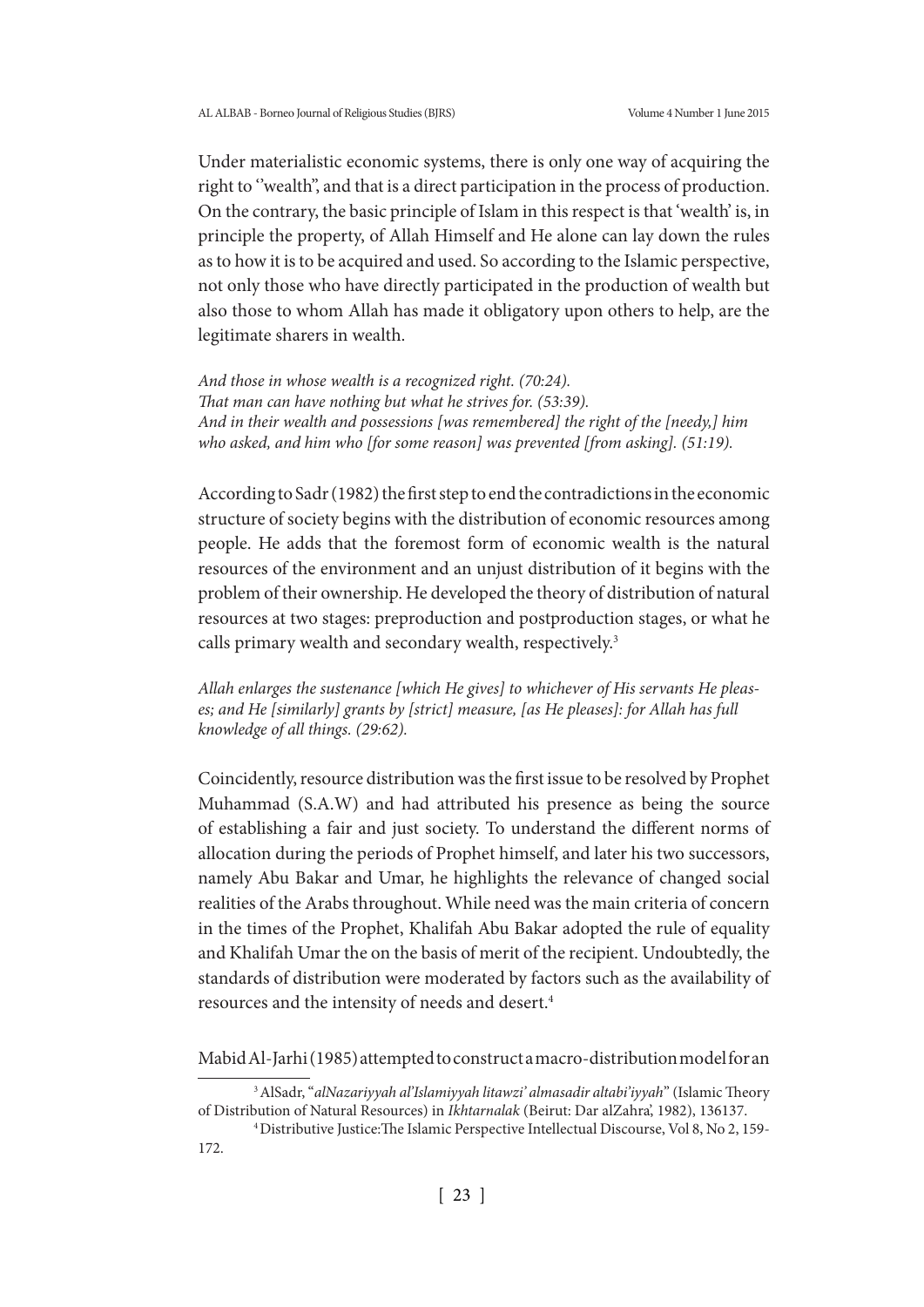Under materialistic economic systems, there is only one way of acquiring the right to '"wealth", and that is a direct participation in the process of production. On the contrary, the basic principle of Islam in this respect is that 'wealth' is, in principle the property, of Allah Himself and He alone can lay down the rules as to how it is to be acquired and used. So according to the Islamic perspective, not only those who have directly participated in the production of wealth but also those to whom Allah has made it obligatory upon others to help, are the legitimate sharers in wealth.

*And those in whose wealth is a recognized right. (70:24).*
*That man can have nothing but what he strives for. (53:39).*
*And in their wealth and possessions [was remembered] the right of the [needy,] him who asked, and him who [for some reason] was prevented [from asking]. (51:19).*

According to Sadr (1982) the first step to end the contradictions in the economic structure of society begins with the distribution of economic resources among people. He adds that the foremost form of economic wealth is the natural resources of the environment and an unjust distribution of it begins with the problem of their ownership. He developed the theory of distribution of natural resources at two stages: preproduction and postproduction stages, or what he calls primary wealth and secondary wealth, respectively.[3]

*Allah enlarges the sustenance [which He gives] to whichever of His servants He pleases; and He [similarly] grants by [strict] measure, [as He pleases]: for Allah has full knowledge of all things. (29:62).*

Coincidently, resource distribution was the first issue to be resolved by Prophet Muhammad (S.A.W) and had attributed his presence as being the source of establishing a fair and just society. To understand the different norms of allocation during the periods of Prophet himself, and later his two successors, namely Abu Bakar and Umar, he highlights the relevance of changed social realities of the Arabs throughout. While need was the main criteria of concern in the times of the Prophet, Khalifah Abu Bakar adopted the rule of equality and Khalifah Umar the on the basis of merit of the recipient. Undoubtedly, the standards of distribution were moderated by factors such as the availability of resources and the intensity of needs and desert.[4]

Mabid Al-Jarhi (1985) attempted to construct a macro-distribution model for an

---

[3] AlSadr, "*alNazariyyah al'Islamiyyah litawzi' almasadir altabi'iyyah*" (Islamic Theory of Distribution of Natural Resources) in *Ikhtarnalak* (Beirut: Dar alZahra', 1982), 136137.

[4] Distributive Justice:The Islamic Perspective Intellectual Discourse, Vol 8, No 2, 159-172.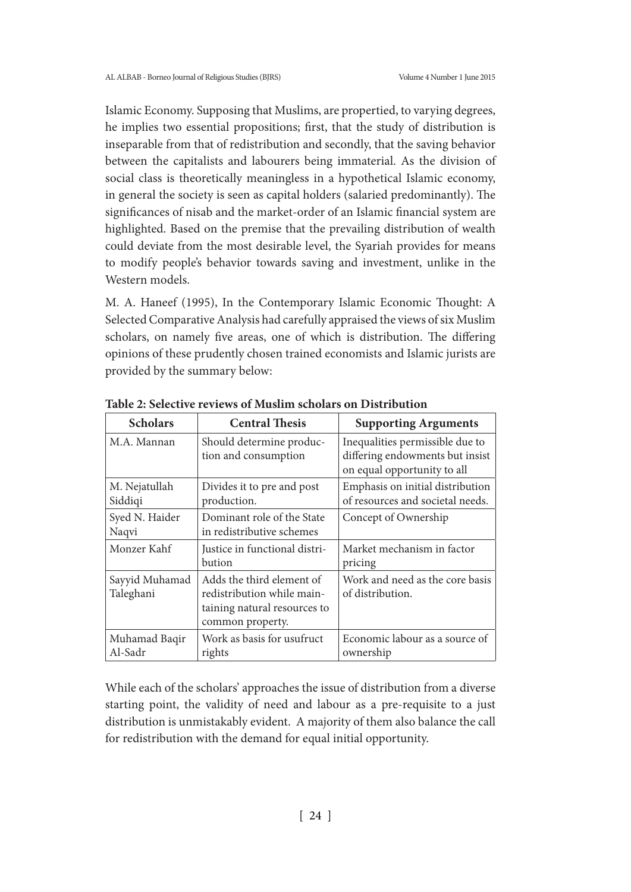Islamic Economy. Supposing that Muslims, are propertied, to varying degrees, he implies two essential propositions; first, that the study of distribution is inseparable from that of redistribution and secondly, that the saving behavior between the capitalists and labourers being immaterial. As the division of social class is theoretically meaningless in a hypothetical Islamic economy, in general the society is seen as capital holders (salaried predominantly). The significances of nisab and the market-order of an Islamic financial system are highlighted. Based on the premise that the prevailing distribution of wealth could deviate from the most desirable level, the Syariah provides for means to modify people's behavior towards saving and investment, unlike in the Western models.

M. A. Haneef (1995), In the Contemporary Islamic Economic Thought: A Selected Comparative Analysis had carefully appraised the views of six Muslim scholars, on namely five areas, one of which is distribution. The differing opinions of these prudently chosen trained economists and Islamic jurists are provided by the summary below:

**Table 2: Selective reviews of Muslim scholars on Distribution**

| Scholars | Central Thesis | Supporting Arguments |
|---|---|---|
| M.A. Mannan | Should determine production and consumption | Inequalities permissible due to differing endowments but insist on equal opportunity to all |
| M. Nejatullah Siddiqi | Divides it to pre and post production. | Emphasis on initial distribution of resources and societal needs. |
| Syed N. Haider Naqvi | Dominant role of the State in redistributive schemes | Concept of Ownership |
| Monzer Kahf | Justice in functional distribution | Market mechanism in factor pricing |
| Sayyid Muhamad Taleghani | Adds the third element of redistribution while maintaining natural resources to common property. | Work and need as the core basis of distribution. |
| Muhamad Baqir Al-Sadr | Work as basis for usufruct rights | Economic labour as a source of ownership |

While each of the scholars' approaches the issue of distribution from a diverse starting point, the validity of need and labour as a pre-requisite to a just distribution is unmistakably evident. A majority of them also balance the call for redistribution with the demand for equal initial opportunity.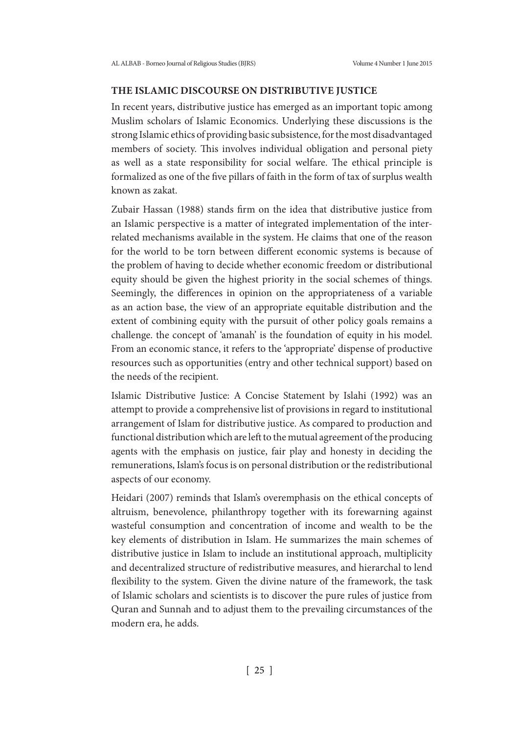## THE ISLAMIC DISCOURSE ON DISTRIBUTIVE JUSTICE

In recent years, distributive justice has emerged as an important topic among Muslim scholars of Islamic Economics. Underlying these discussions is the strong Islamic ethics of providing basic subsistence, for the most disadvantaged members of society. This involves individual obligation and personal piety as well as a state responsibility for social welfare. The ethical principle is formalized as one of the five pillars of faith in the form of tax of surplus wealth known as zakat.

Zubair Hassan (1988) stands firm on the idea that distributive justice from an Islamic perspective is a matter of integrated implementation of the inter-related mechanisms available in the system. He claims that one of the reason for the world to be torn between different economic systems is because of the problem of having to decide whether economic freedom or distributional equity should be given the highest priority in the social schemes of things. Seemingly, the differences in opinion on the appropriateness of a variable as an action base, the view of an appropriate equitable distribution and the extent of combining equity with the pursuit of other policy goals remains a challenge. the concept of 'amanah' is the foundation of equity in his model. From an economic stance, it refers to the 'appropriate' dispense of productive resources such as opportunities (entry and other technical support) based on the needs of the recipient.

Islamic Distributive Justice: A Concise Statement by Islahi (1992) was an attempt to provide a comprehensive list of provisions in regard to institutional arrangement of Islam for distributive justice. As compared to production and functional distribution which are left to the mutual agreement of the producing agents with the emphasis on justice, fair play and honesty in deciding the remunerations, Islam's focus is on personal distribution or the redistributional aspects of our economy.

Heidari (2007) reminds that Islam's overemphasis on the ethical concepts of altruism, benevolence, philanthropy together with its forewarning against wasteful consumption and concentration of income and wealth to be the key elements of distribution in Islam. He summarizes the main schemes of distributive justice in Islam to include an institutional approach, multiplicity and decentralized structure of redistributive measures, and hierarchal to lend flexibility to the system. Given the divine nature of the framework, the task of Islamic scholars and scientists is to discover the pure rules of justice from Quran and Sunnah and to adjust them to the prevailing circumstances of the modern era, he adds.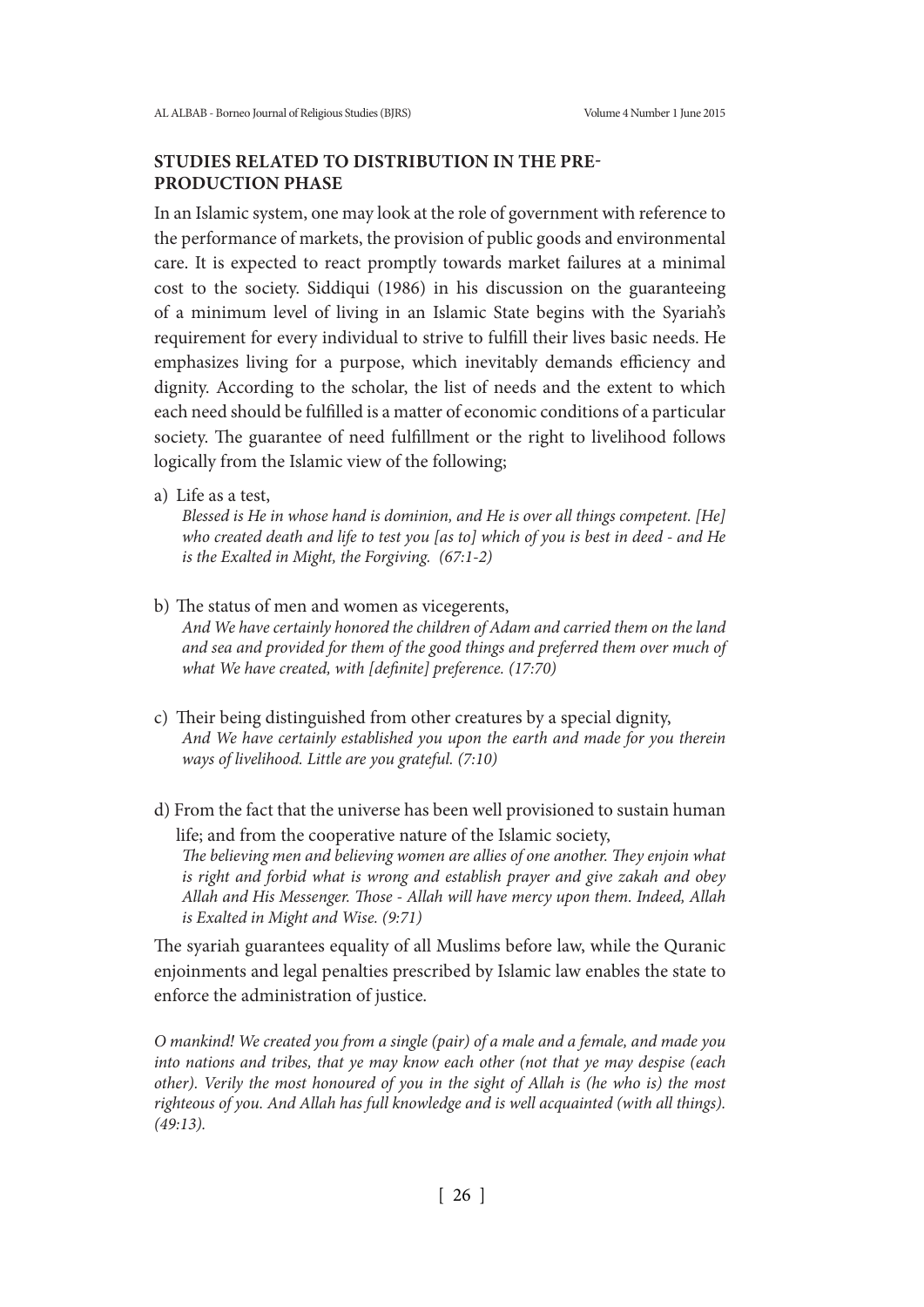## STUDIES RELATED TO DISTRIBUTION IN THE PRE-PRODUCTION PHASE

In an Islamic system, one may look at the role of government with reference to the performance of markets, the provision of public goods and environmental care. It is expected to react promptly towards market failures at a minimal cost to the society. Siddiqui (1986) in his discussion on the guaranteeing of a minimum level of living in an Islamic State begins with the Syariah's requirement for every individual to strive to fulfill their lives basic needs. He emphasizes living for a purpose, which inevitably demands efficiency and dignity. According to the scholar, the list of needs and the extent to which each need should be fulfilled is a matter of economic conditions of a particular society. The guarantee of need fulfillment or the right to livelihood follows logically from the Islamic view of the following;

a) Life as a test,
   *Blessed is He in whose hand is dominion, and He is over all things competent. [He] who created death and life to test you [as to] which of you is best in deed - and He is the Exalted in Might, the Forgiving. (67:1-2)*

b) The status of men and women as vicegerents,
   *And We have certainly honored the children of Adam and carried them on the land and sea and provided for them of the good things and preferred them over much of what We have created, with [definite] preference. (17:70)*

c) Their being distinguished from other creatures by a special dignity,
   *And We have certainly established you upon the earth and made for you therein ways of livelihood. Little are you grateful. (7:10)*

d) From the fact that the universe has been well provisioned to sustain human life; and from the cooperative nature of the Islamic society,
   *The believing men and believing women are allies of one another. They enjoin what is right and forbid what is wrong and establish prayer and give zakah and obey Allah and His Messenger. Those - Allah will have mercy upon them. Indeed, Allah is Exalted in Might and Wise. (9:71)*

The syariah guarantees equality of all Muslims before law, while the Quranic enjoinments and legal penalties prescribed by Islamic law enables the state to enforce the administration of justice.

*O mankind! We created you from a single (pair) of a male and a female, and made you into nations and tribes, that ye may know each other (not that ye may despise (each other). Verily the most honoured of you in the sight of Allah is (he who is) the most righteous of you. And Allah has full knowledge and is well acquainted (with all things). (49:13).*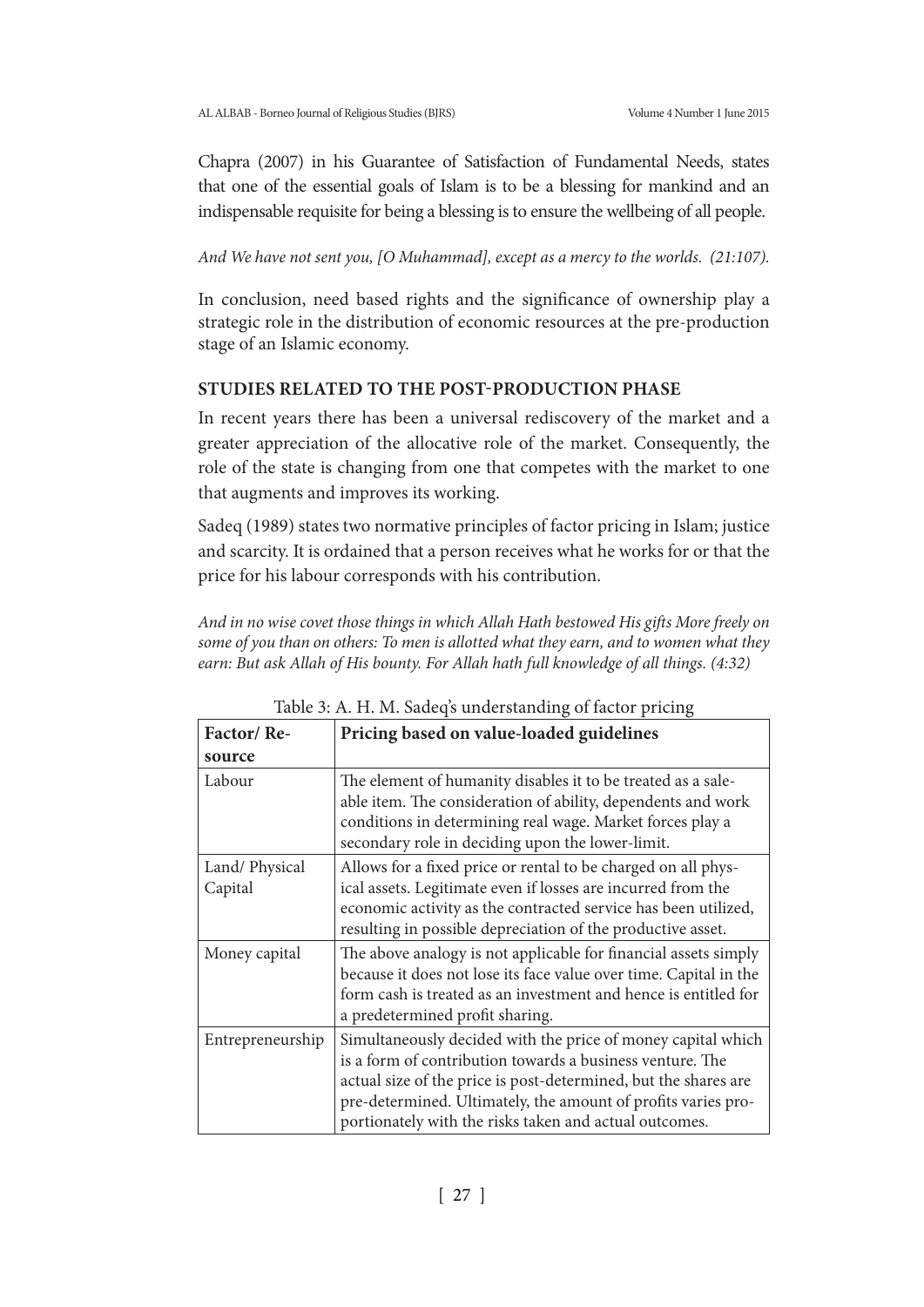Chapra (2007) in his Guarantee of Satisfaction of Fundamental Needs, states that one of the essential goals of Islam is to be a blessing for mankind and an indispensable requisite for being a blessing is to ensure the wellbeing of all people.

*And We have not sent you, [O Muhammad], except as a mercy to the worlds. (21:107).*

In conclusion, need based rights and the significance of ownership play a strategic role in the distribution of economic resources at the pre-production stage of an Islamic economy.

### STUDIES RELATED TO THE POST-PRODUCTION PHASE

In recent years there has been a universal rediscovery of the market and a greater appreciation of the allocative role of the market. Consequently, the role of the state is changing from one that competes with the market to one that augments and improves its working.

Sadeq (1989) states two normative principles of factor pricing in Islam; justice and scarcity. It is ordained that a person receives what he works for or that the price for his labour corresponds with his contribution.

*And in no wise covet those things in which Allah Hath bestowed His gifts More freely on some of you than on others: To men is allotted what they earn, and to women what they earn: But ask Allah of His bounty. For Allah hath full knowledge of all things. (4:32)*

Table 3: A. H. M. Sadeq's understanding of factor pricing

| Factor/ Resource | Pricing based on value-loaded guidelines |
|---|---|
| Labour | The element of humanity disables it to be treated as a saleable item. The consideration of ability, dependents and work conditions in determining real wage. Market forces play a secondary role in deciding upon the lower-limit. |
| Land/ Physical Capital | Allows for a fixed price or rental to be charged on all physical assets. Legitimate even if losses are incurred from the economic activity as the contracted service has been utilized, resulting in possible depreciation of the productive asset. |
| Money capital | The above analogy is not applicable for financial assets simply because it does not lose its face value over time. Capital in the form cash is treated as an investment and hence is entitled for a predetermined profit sharing. |
| Entrepreneurship | Simultaneously decided with the price of money capital which is a form of contribution towards a business venture. The actual size of the price is post-determined, but the shares are pre-determined. Ultimately, the amount of profits varies proportionately with the risks taken and actual outcomes. |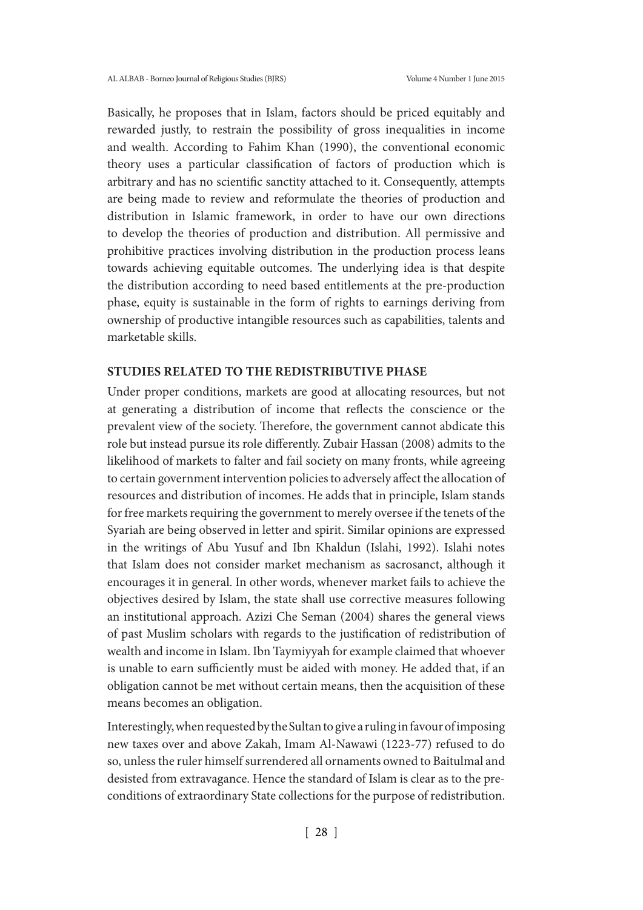Basically, he proposes that in Islam, factors should be priced equitably and rewarded justly, to restrain the possibility of gross inequalities in income and wealth. According to Fahim Khan (1990), the conventional economic theory uses a particular classification of factors of production which is arbitrary and has no scientific sanctity attached to it. Consequently, attempts are being made to review and reformulate the theories of production and distribution in Islamic framework, in order to have our own directions to develop the theories of production and distribution. All permissive and prohibitive practices involving distribution in the production process leans towards achieving equitable outcomes. The underlying idea is that despite the distribution according to need based entitlements at the pre-production phase, equity is sustainable in the form of rights to earnings deriving from ownership of productive intangible resources such as capabilities, talents and marketable skills.

## STUDIES RELATED TO THE REDISTRIBUTIVE PHASE

Under proper conditions, markets are good at allocating resources, but not at generating a distribution of income that reflects the conscience or the prevalent view of the society. Therefore, the government cannot abdicate this role but instead pursue its role differently. Zubair Hassan (2008) admits to the likelihood of markets to falter and fail society on many fronts, while agreeing to certain government intervention policies to adversely affect the allocation of resources and distribution of incomes. He adds that in principle, Islam stands for free markets requiring the government to merely oversee if the tenets of the Syariah are being observed in letter and spirit. Similar opinions are expressed in the writings of Abu Yusuf and Ibn Khaldun (Islahi, 1992). Islahi notes that Islam does not consider market mechanism as sacrosanct, although it encourages it in general. In other words, whenever market fails to achieve the objectives desired by Islam, the state shall use corrective measures following an institutional approach. Azizi Che Seman (2004) shares the general views of past Muslim scholars with regards to the justification of redistribution of wealth and income in Islam. Ibn Taymiyyah for example claimed that whoever is unable to earn sufficiently must be aided with money. He added that, if an obligation cannot be met without certain means, then the acquisition of these means becomes an obligation.

Interestingly, when requested by the Sultan to give a ruling in favour of imposing new taxes over and above Zakah, Imam Al-Nawawi (1223-77) refused to do so, unless the ruler himself surrendered all ornaments owned to Baitulmal and desisted from extravagance. Hence the standard of Islam is clear as to the pre-conditions of extraordinary State collections for the purpose of redistribution.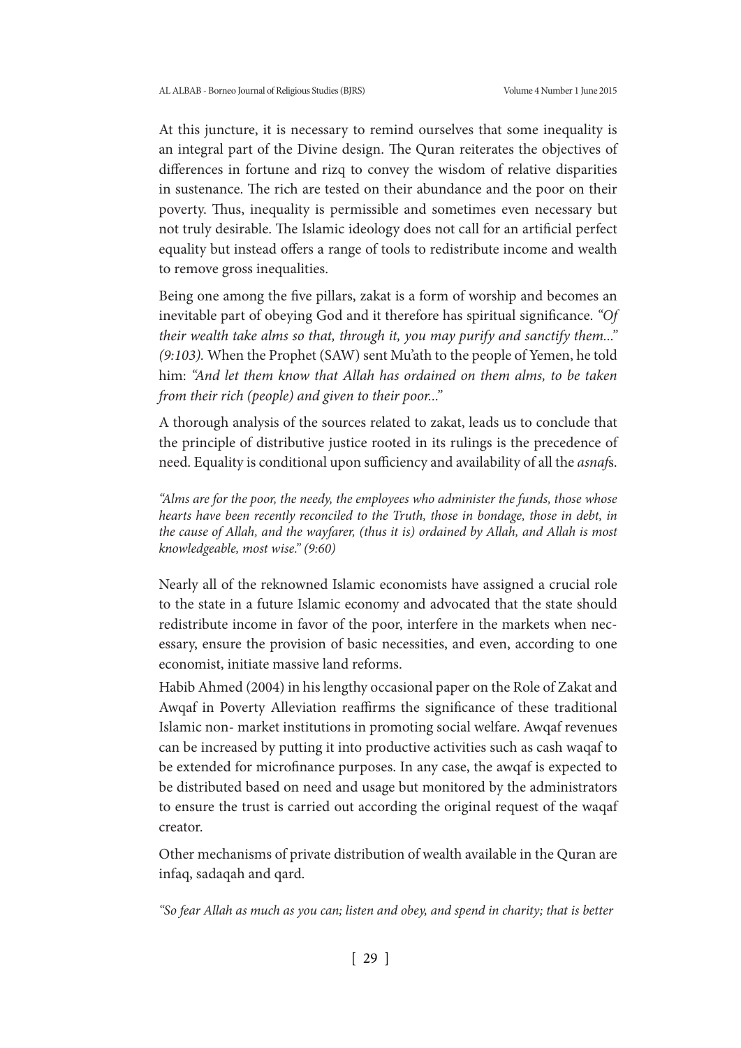At this juncture, it is necessary to remind ourselves that some inequality is an integral part of the Divine design. The Quran reiterates the objectives of differences in fortune and rizq to convey the wisdom of relative disparities in sustenance. The rich are tested on their abundance and the poor on their poverty. Thus, inequality is permissible and sometimes even necessary but not truly desirable. The Islamic ideology does not call for an artificial perfect equality but instead offers a range of tools to redistribute income and wealth to remove gross inequalities.

Being one among the five pillars, zakat is a form of worship and becomes an inevitable part of obeying God and it therefore has spiritual significance. *"Of their wealth take alms so that, through it, you may purify and sanctify them..." (9:103).* When the Prophet (SAW) sent Mu'ath to the people of Yemen, he told him: *"And let them know that Allah has ordained on them alms, to be taken from their rich (people) and given to their poor..."*

A thorough analysis of the sources related to zakat, leads us to conclude that the principle of distributive justice rooted in its rulings is the precedence of need. Equality is conditional upon sufficiency and availability of all the *asnaf*s.

*"Alms are for the poor, the needy, the employees who administer the funds, those whose hearts have been recently reconciled to the Truth, those in bondage, those in debt, in the cause of Allah, and the wayfarer, (thus it is) ordained by Allah, and Allah is most knowledgeable, most wise." (9:60)*

Nearly all of the reknowned Islamic economists have assigned a crucial role to the state in a future Islamic economy and advocated that the state should redistribute income in favor of the poor, interfere in the markets when necessary, ensure the provision of basic necessities, and even, according to one economist, initiate massive land reforms.

Habib Ahmed (2004) in his lengthy occasional paper on the Role of Zakat and Awqaf in Poverty Alleviation reaffirms the significance of these traditional Islamic non- market institutions in promoting social welfare. Awqaf revenues can be increased by putting it into productive activities such as cash waqaf to be extended for microfinance purposes. In any case, the awqaf is expected to be distributed based on need and usage but monitored by the administrators to ensure the trust is carried out according the original request of the waqaf creator.

Other mechanisms of private distribution of wealth available in the Quran are infaq, sadaqah and qard.

*"So fear Allah as much as you can; listen and obey, and spend in charity; that is better*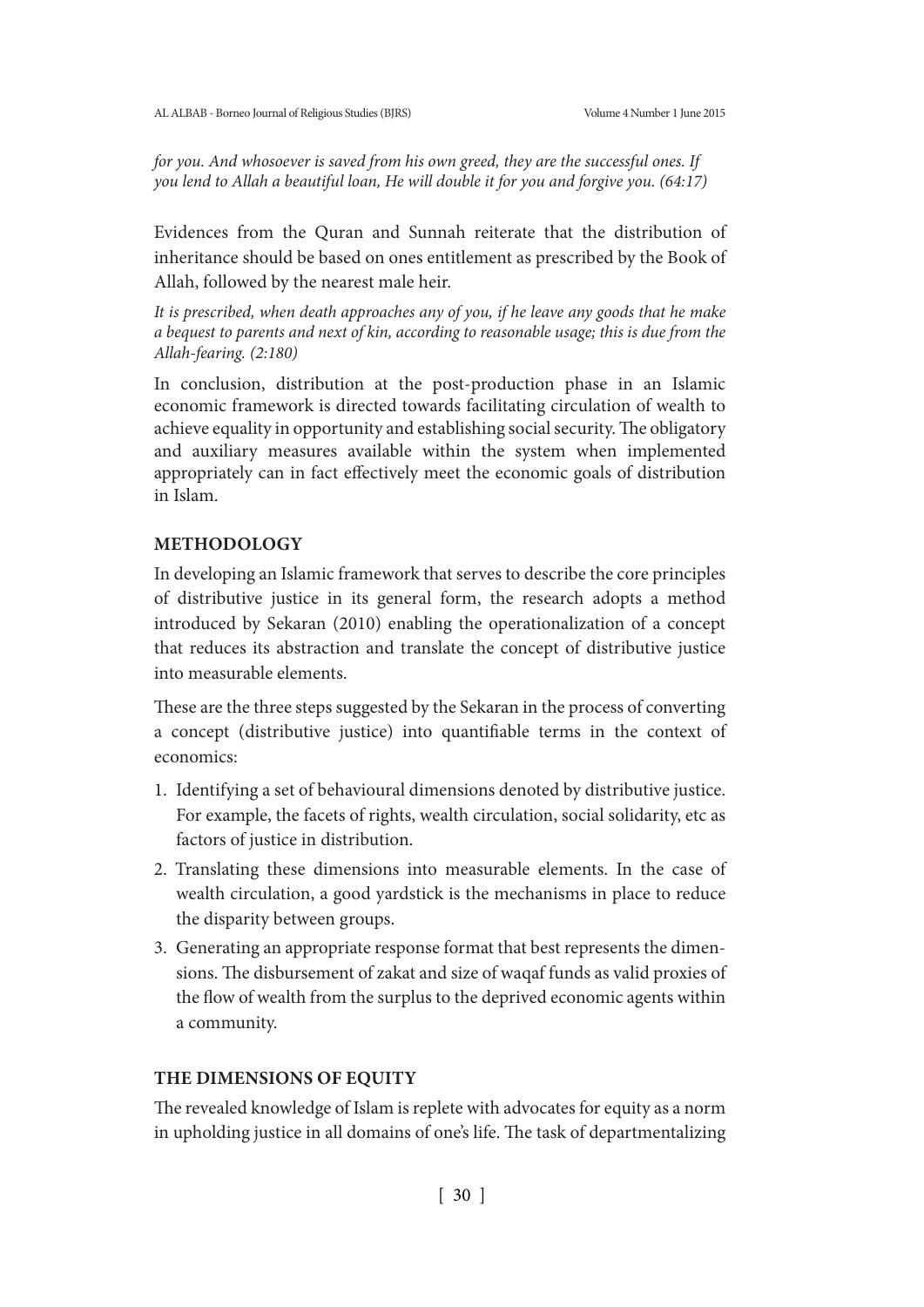*for you. And whosoever is saved from his own greed, they are the successful ones. If you lend to Allah a beautiful loan, He will double it for you and forgive you. (64:17)*

Evidences from the Quran and Sunnah reiterate that the distribution of inheritance should be based on ones entitlement as prescribed by the Book of Allah, followed by the nearest male heir.

*It is prescribed, when death approaches any of you, if he leave any goods that he make a bequest to parents and next of kin, according to reasonable usage; this is due from the Allah-fearing. (2:180)*

In conclusion, distribution at the post-production phase in an Islamic economic framework is directed towards facilitating circulation of wealth to achieve equality in opportunity and establishing social security. The obligatory and auxiliary measures available within the system when implemented appropriately can in fact effectively meet the economic goals of distribution in Islam.

## METHODOLOGY

In developing an Islamic framework that serves to describe the core principles of distributive justice in its general form, the research adopts a method introduced by Sekaran (2010) enabling the operationalization of a concept that reduces its abstraction and translate the concept of distributive justice into measurable elements.

These are the three steps suggested by the Sekaran in the process of converting a concept (distributive justice) into quantifiable terms in the context of economics:

1. Identifying a set of behavioural dimensions denoted by distributive justice. For example, the facets of rights, wealth circulation, social solidarity, etc as factors of justice in distribution.
2. Translating these dimensions into measurable elements. In the case of wealth circulation, a good yardstick is the mechanisms in place to reduce the disparity between groups.
3. Generating an appropriate response format that best represents the dimensions. The disbursement of zakat and size of waqaf funds as valid proxies of the flow of wealth from the surplus to the deprived economic agents within a community.

## THE DIMENSIONS OF EQUITY

The revealed knowledge of Islam is replete with advocates for equity as a norm in upholding justice in all domains of one's life. The task of departmentalizing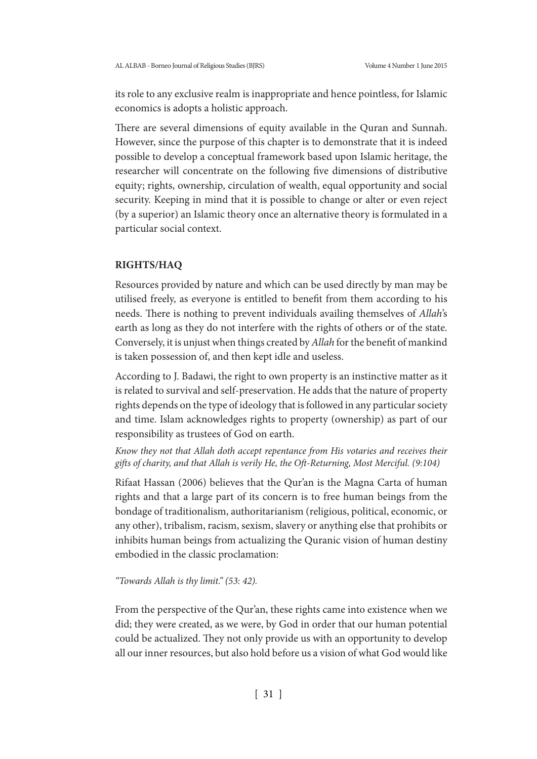its role to any exclusive realm is inappropriate and hence pointless, for Islamic economics is adopts a holistic approach.

There are several dimensions of equity available in the Quran and Sunnah. However, since the purpose of this chapter is to demonstrate that it is indeed possible to develop a conceptual framework based upon Islamic heritage, the researcher will concentrate on the following five dimensions of distributive equity; rights, ownership, circulation of wealth, equal opportunity and social security. Keeping in mind that it is possible to change or alter or even reject (by a superior) an Islamic theory once an alternative theory is formulated in a particular social context.

## RIGHTS/HAQ

Resources provided by nature and which can be used directly by man may be utilised freely, as everyone is entitled to benefit from them according to his needs. There is nothing to prevent individuals availing themselves of *Allah*'s earth as long as they do not interfere with the rights of others or of the state. Conversely, it is unjust when things created by *Allah* for the benefit of mankind is taken possession of, and then kept idle and useless.

According to J. Badawi, the right to own property is an instinctive matter as it is related to survival and self-preservation. He adds that the nature of property rights depends on the type of ideology that is followed in any particular society and time. Islam acknowledges rights to property (ownership) as part of our responsibility as trustees of God on earth.

*Know they not that Allah doth accept repentance from His votaries and receives their gifts of charity, and that Allah is verily He, the Oft-Returning, Most Merciful. (9:104)*

Rifaat Hassan (2006) believes that the Qur'an is the Magna Carta of human rights and that a large part of its concern is to free human beings from the bondage of traditionalism, authoritarianism (religious, political, economic, or any other), tribalism, racism, sexism, slavery or anything else that prohibits or inhibits human beings from actualizing the Quranic vision of human destiny embodied in the classic proclamation:

*"Towards Allah is thy limit." (53: 42).*

From the perspective of the Qur'an, these rights came into existence when we did; they were created, as we were, by God in order that our human potential could be actualized. They not only provide us with an opportunity to develop all our inner resources, but also hold before us a vision of what God would like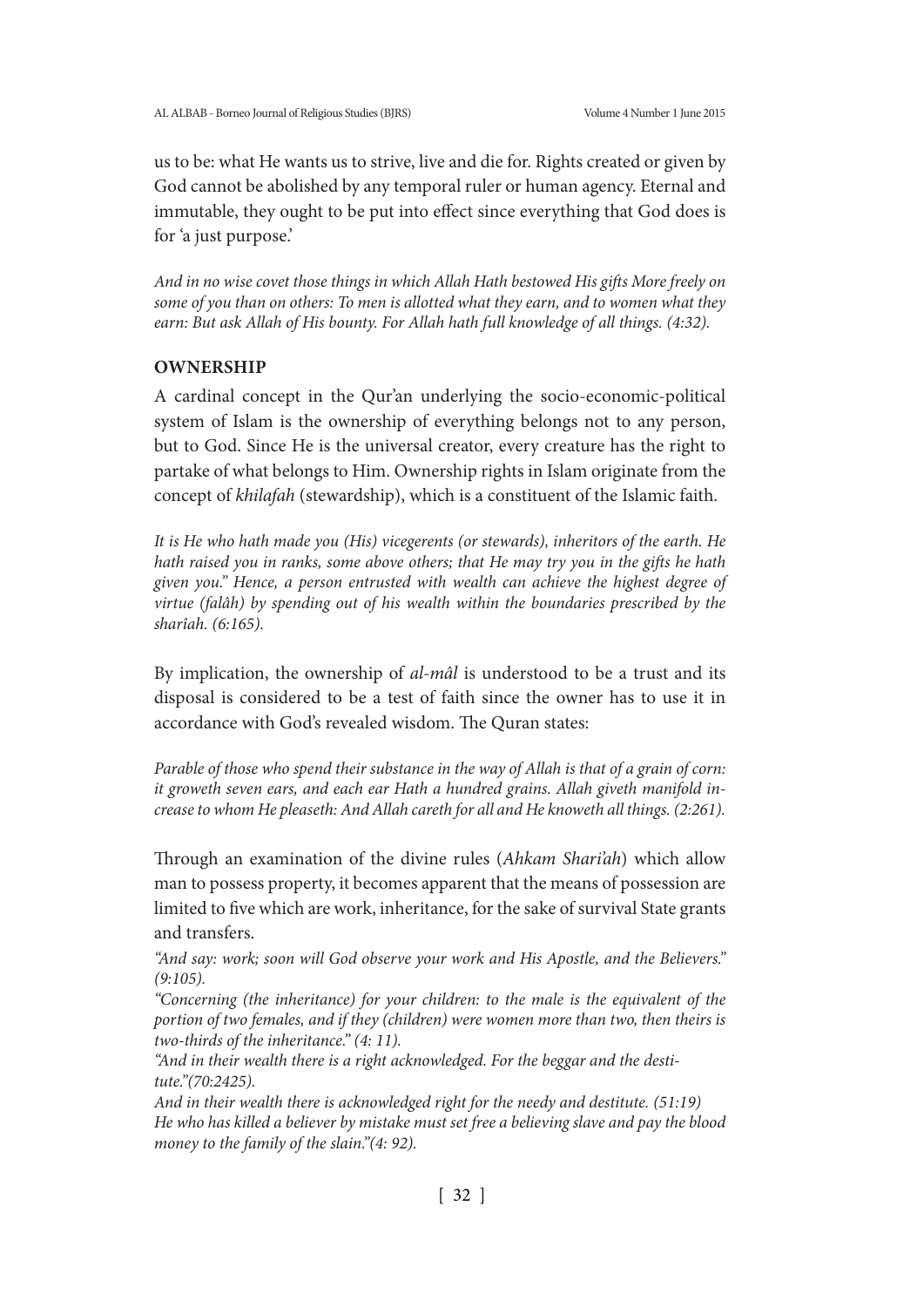us to be: what He wants us to strive, live and die for. Rights created or given by God cannot be abolished by any temporal ruler or human agency. Eternal and immutable, they ought to be put into effect since everything that God does is for 'a just purpose.'

*And in no wise covet those things in which Allah Hath bestowed His gifts More freely on some of you than on others: To men is allotted what they earn, and to women what they earn: But ask Allah of His bounty. For Allah hath full knowledge of all things. (4:32).*

## OWNERSHIP

A cardinal concept in the Qur'an underlying the socio-economic-political system of Islam is the ownership of everything belongs not to any person, but to God. Since He is the universal creator, every creature has the right to partake of what belongs to Him. Ownership rights in Islam originate from the concept of *khilafah* (stewardship), which is a constituent of the Islamic faith.

*It is He who hath made you (His) vicegerents (or stewards), inheritors of the earth. He hath raised you in ranks, some above others; that He may try you in the gifts he hath given you." Hence, a person entrusted with wealth can achieve the highest degree of virtue (falâh) by spending out of his wealth within the boundaries prescribed by the sharîah. (6:165).*

By implication, the ownership of *al-mâl* is understood to be a trust and its disposal is considered to be a test of faith since the owner has to use it in accordance with God's revealed wisdom. The Quran states:

*Parable of those who spend their substance in the way of Allah is that of a grain of corn: it groweth seven ears, and each ear Hath a hundred grains. Allah giveth manifold increase to whom He pleaseth: And Allah careth for all and He knoweth all things. (2:261).*

Through an examination of the divine rules (*Ahkam Shari'ah*) which allow man to possess property, it becomes apparent that the means of possession are limited to five which are work, inheritance, for the sake of survival State grants and transfers.

*"And say: work; soon will God observe your work and His Apostle, and the Believers." (9:105).*

*"Concerning (the inheritance) for your children: to the male is the equivalent of the portion of two females, and if they (children) were women more than two, then theirs is two-thirds of the inheritance." (4: 11).*

*"And in their wealth there is a right acknowledged. For the beggar and the destitute."(70:2425).*

*And in their wealth there is acknowledged right for the needy and destitute. (51:19)*

*He who has killed a believer by mistake must set free a believing slave and pay the blood money to the family of the slain."(4: 92).*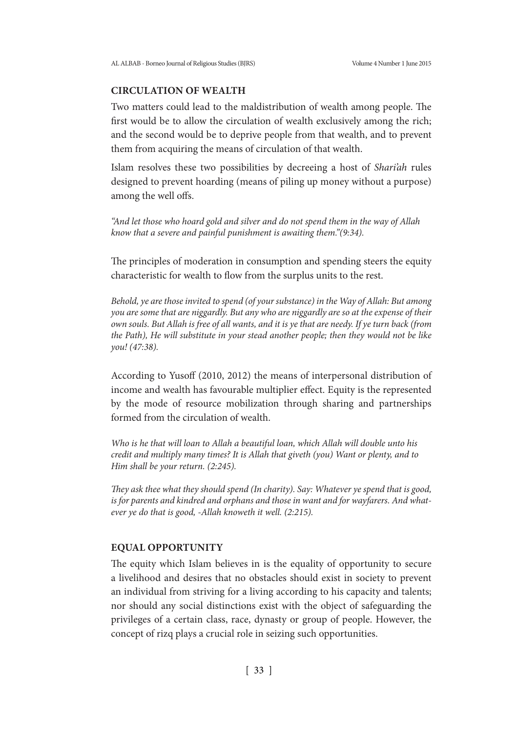## CIRCULATION OF WEALTH

Two matters could lead to the maldistribution of wealth among people. The first would be to allow the circulation of wealth exclusively among the rich; and the second would be to deprive people from that wealth, and to prevent them from acquiring the means of circulation of that wealth.

Islam resolves these two possibilities by decreeing a host of *Shari'ah* rules designed to prevent hoarding (means of piling up money without a purpose) among the well offs.

*"And let those who hoard gold and silver and do not spend them in the way of Allah know that a severe and painful punishment is awaiting them."(9:34).*

The principles of moderation in consumption and spending steers the equity characteristic for wealth to flow from the surplus units to the rest.

*Behold, ye are those invited to spend (of your substance) in the Way of Allah: But among you are some that are niggardly. But any who are niggardly are so at the expense of their own souls. But Allah is free of all wants, and it is ye that are needy. If ye turn back (from the Path), He will substitute in your stead another people; then they would not be like you! (47:38).*

According to Yusoff (2010, 2012) the means of interpersonal distribution of income and wealth has favourable multiplier effect. Equity is the represented by the mode of resource mobilization through sharing and partnerships formed from the circulation of wealth.

*Who is he that will loan to Allah a beautiful loan, which Allah will double unto his credit and multiply many times? It is Allah that giveth (you) Want or plenty, and to Him shall be your return. (2:245).*

*They ask thee what they should spend (In charity). Say: Whatever ye spend that is good, is for parents and kindred and orphans and those in want and for wayfarers. And whatever ye do that is good, -Allah knoweth it well. (2:215).*

## EQUAL OPPORTUNITY

The equity which Islam believes in is the equality of opportunity to secure a livelihood and desires that no obstacles should exist in society to prevent an individual from striving for a living according to his capacity and talents; nor should any social distinctions exist with the object of safeguarding the privileges of a certain class, race, dynasty or group of people. However, the concept of rizq plays a crucial role in seizing such opportunities.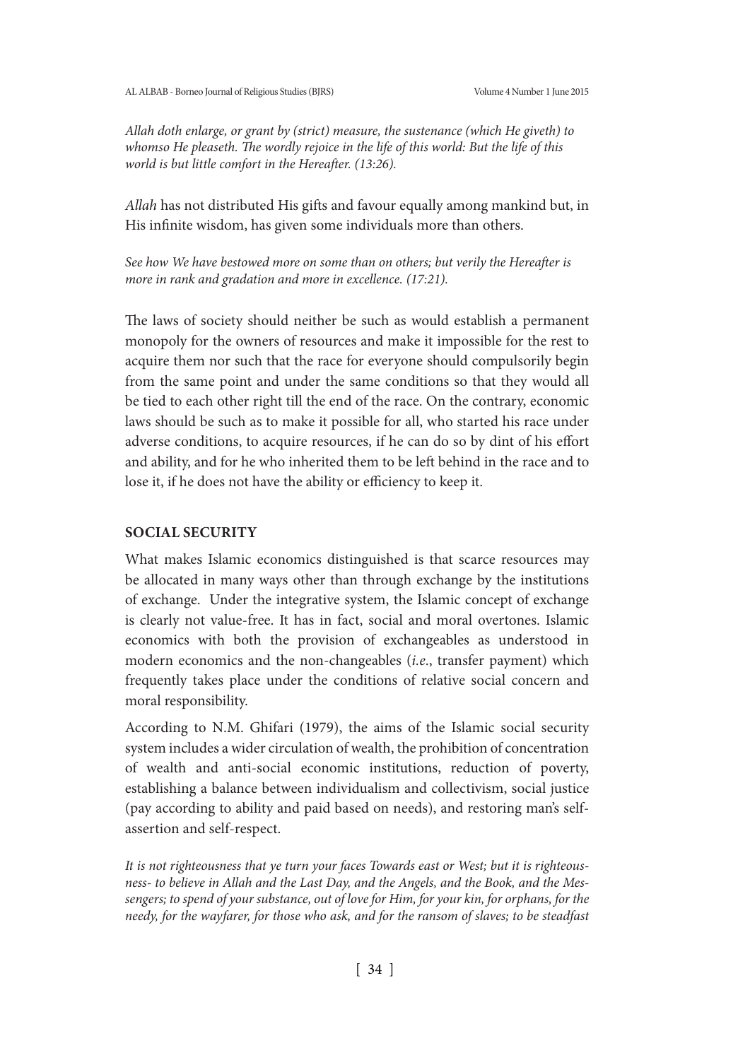*Allah doth enlarge, or grant by (strict) measure, the sustenance (which He giveth) to whomso He pleaseth. The wordly rejoice in the life of this world: But the life of this world is but little comfort in the Hereafter. (13:26).*

*Allah* has not distributed His gifts and favour equally among mankind but, in His infinite wisdom, has given some individuals more than others.

*See how We have bestowed more on some than on others; but verily the Hereafter is more in rank and gradation and more in excellence. (17:21).*

The laws of society should neither be such as would establish a permanent monopoly for the owners of resources and make it impossible for the rest to acquire them nor such that the race for everyone should compulsorily begin from the same point and under the same conditions so that they would all be tied to each other right till the end of the race. On the contrary, economic laws should be such as to make it possible for all, who started his race under adverse conditions, to acquire resources, if he can do so by dint of his effort and ability, and for he who inherited them to be left behind in the race and to lose it, if he does not have the ability or efficiency to keep it.

## SOCIAL SECURITY

What makes Islamic economics distinguished is that scarce resources may be allocated in many ways other than through exchange by the institutions of exchange. Under the integrative system, the Islamic concept of exchange is clearly not value-free. It has in fact, social and moral overtones. Islamic economics with both the provision of exchangeables as understood in modern economics and the non-changeables (*i.e*., transfer payment) which frequently takes place under the conditions of relative social concern and moral responsibility.

According to N.M. Ghifari (1979), the aims of the Islamic social security system includes a wider circulation of wealth, the prohibition of concentration of wealth and anti-social economic institutions, reduction of poverty, establishing a balance between individualism and collectivism, social justice (pay according to ability and paid based on needs), and restoring man's self-assertion and self-respect.

*It is not righteousness that ye turn your faces Towards east or West; but it is righteousness- to believe in Allah and the Last Day, and the Angels, and the Book, and the Messengers; to spend of your substance, out of love for Him, for your kin, for orphans, for the needy, for the wayfarer, for those who ask, and for the ransom of slaves; to be steadfast*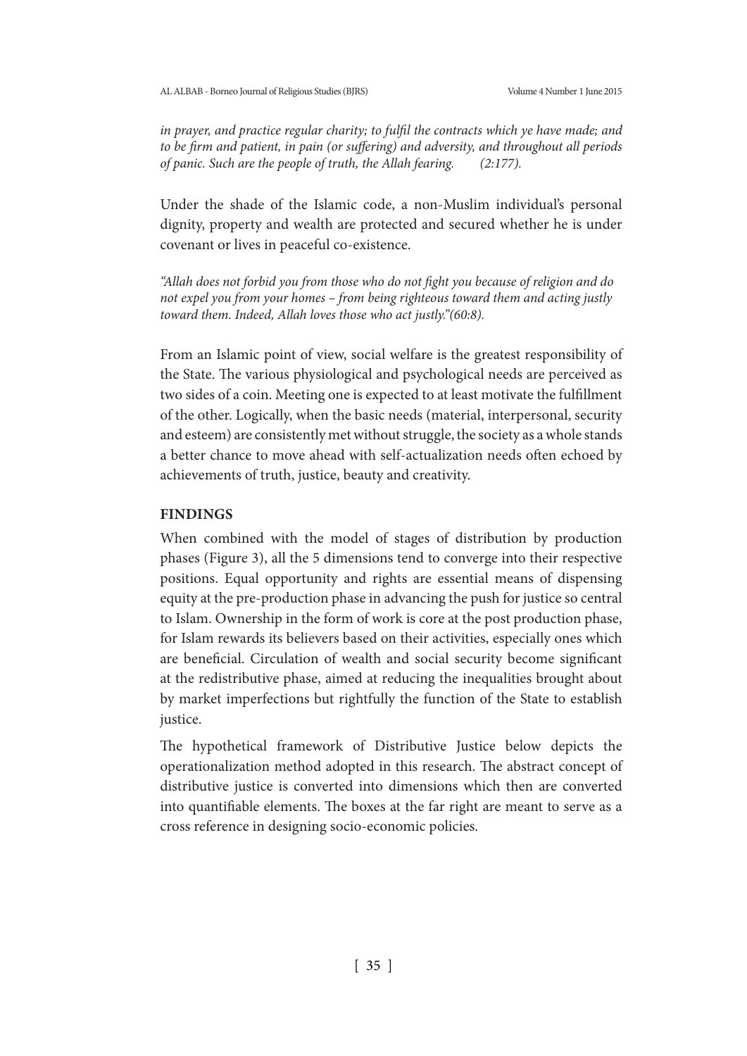*in prayer, and practice regular charity; to fulfil the contracts which ye have made; and to be firm and patient, in pain (or suffering) and adversity, and throughout all periods of panic. Such are the people of truth, the Allah fearing. (2:177).*

Under the shade of the Islamic code, a non-Muslim individual's personal dignity, property and wealth are protected and secured whether he is under covenant or lives in peaceful co-existence.

*"Allah does not forbid you from those who do not fight you because of religion and do not expel you from your homes – from being righteous toward them and acting justly toward them. Indeed, Allah loves those who act justly."(60:8).*

From an Islamic point of view, social welfare is the greatest responsibility of the State. The various physiological and psychological needs are perceived as two sides of a coin. Meeting one is expected to at least motivate the fulfillment of the other. Logically, when the basic needs (material, interpersonal, security and esteem) are consistently met without struggle, the society as a whole stands a better chance to move ahead with self-actualization needs often echoed by achievements of truth, justice, beauty and creativity.

## FINDINGS

When combined with the model of stages of distribution by production phases (Figure 3), all the 5 dimensions tend to converge into their respective positions. Equal opportunity and rights are essential means of dispensing equity at the pre-production phase in advancing the push for justice so central to Islam. Ownership in the form of work is core at the post production phase, for Islam rewards its believers based on their activities, especially ones which are beneficial. Circulation of wealth and social security become significant at the redistributive phase, aimed at reducing the inequalities brought about by market imperfections but rightfully the function of the State to establish justice.

The hypothetical framework of Distributive Justice below depicts the operationalization method adopted in this research. The abstract concept of distributive justice is converted into dimensions which then are converted into quantifiable elements. The boxes at the far right are meant to serve as a cross reference in designing socio-economic policies.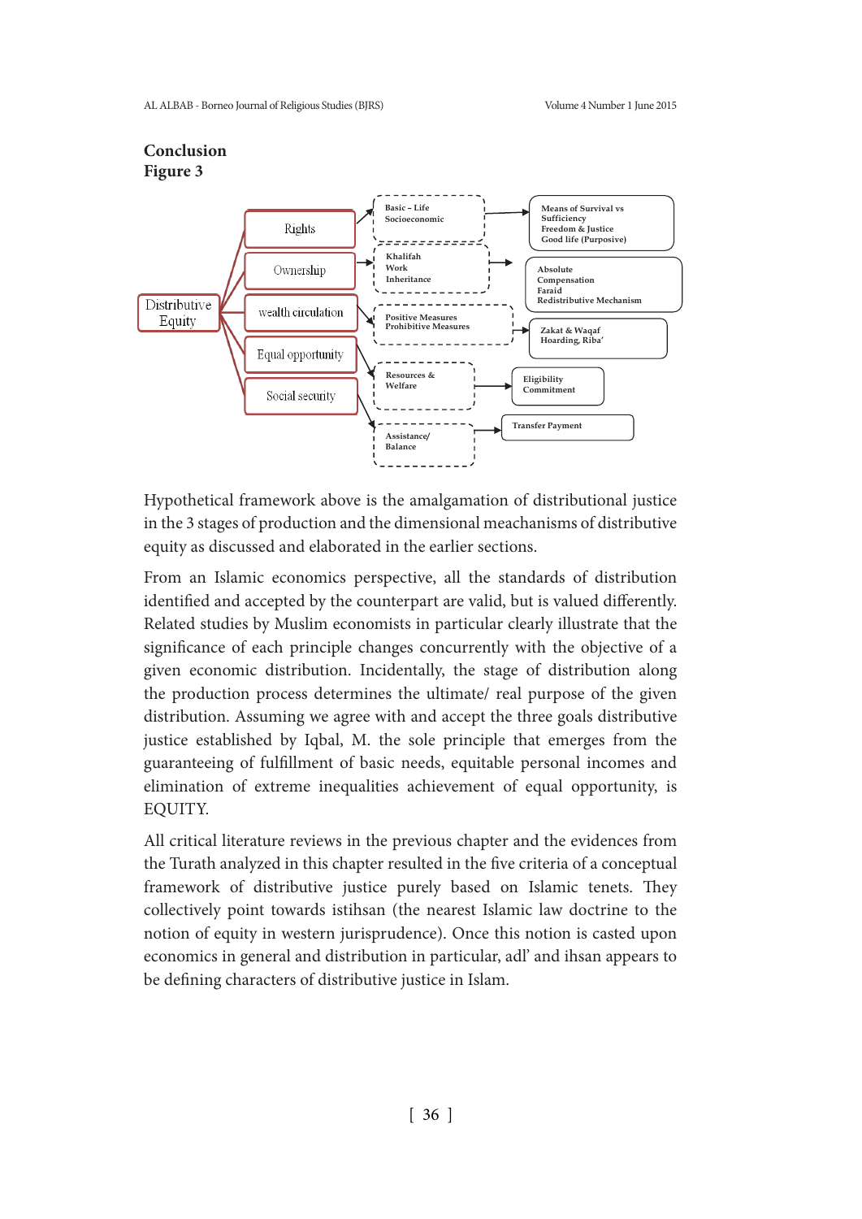## Conclusion

### Figure 3

Hypothetical framework above is the amalgamation of distributional justice in the 3 stages of production and the dimensional meachanisms of distributive equity as discussed and elaborated in the earlier sections.

From an Islamic economics perspective, all the standards of distribution identified and accepted by the counterpart are valid, but is valued differently. Related studies by Muslim economists in particular clearly illustrate that the significance of each principle changes concurrently with the objective of a given economic distribution. Incidentally, the stage of distribution along the production process determines the ultimate/ real purpose of the given distribution. Assuming we agree with and accept the three goals distributive justice established by Iqbal, M. the sole principle that emerges from the guaranteeing of fulfillment of basic needs, equitable personal incomes and elimination of extreme inequalities achievement of equal opportunity, is EQUITY.

All critical literature reviews in the previous chapter and the evidences from the Turath analyzed in this chapter resulted in the five criteria of a conceptual framework of distributive justice purely based on Islamic tenets. They collectively point towards istihsan (the nearest Islamic law doctrine to the notion of equity in western jurisprudence). Once this notion is casted upon economics in general and distribution in particular, adl' and ihsan appears to be defining characters of distributive justice in Islam.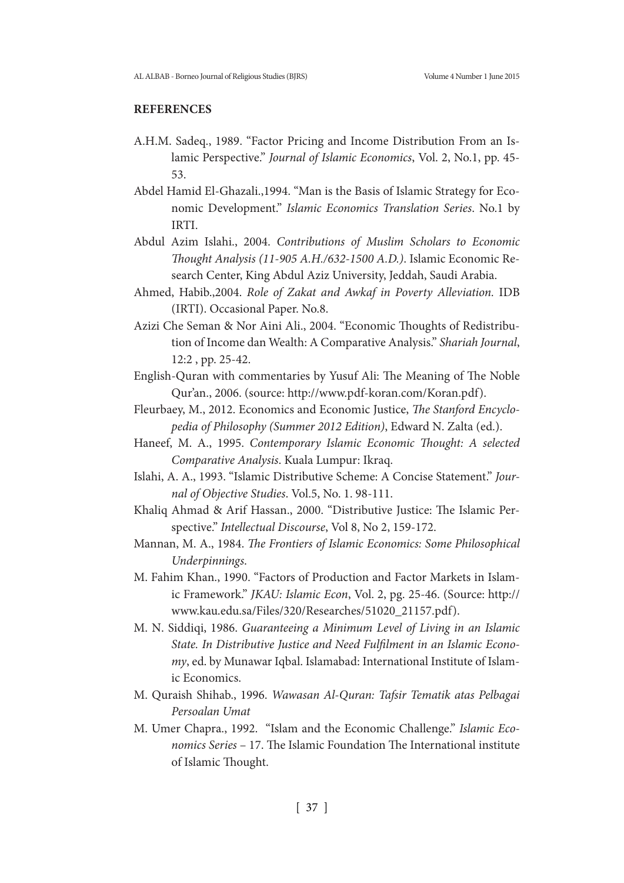## REFERENCES

A.H.M. Sadeq., 1989. "Factor Pricing and Income Distribution From an Islamic Perspective." *Journal of Islamic Economics*, Vol. 2, No.1, pp. 45-53.

Abdel Hamid El-Ghazali.,1994. "Man is the Basis of Islamic Strategy for Economic Development." *Islamic Economics Translation Series*. No.1 by IRTI.

Abdul Azim Islahi., 2004. *Contributions of Muslim Scholars to Economic Thought Analysis (11-905 A.H./632-1500 A.D.)*. Islamic Economic Research Center, King Abdul Aziz University, Jeddah, Saudi Arabia.

Ahmed, Habib.,2004. *Role of Zakat and Awkaf in Poverty Alleviation*. IDB (IRTI). Occasional Paper. No.8.

Azizi Che Seman & Nor Aini Ali., 2004. "Economic Thoughts of Redistribution of Income dan Wealth: A Comparative Analysis." *Shariah Journal*, 12:2 , pp. 25-42.

English-Quran with commentaries by Yusuf Ali: The Meaning of The Noble Qur'an., 2006. (source: http://www.pdf-koran.com/Koran.pdf).

Fleurbaey, M., 2012. Economics and Economic Justice, *The Stanford Encyclopedia of Philosophy (Summer 2012 Edition)*, Edward N. Zalta (ed.).

Haneef, M. A., 1995. *Contemporary Islamic Economic Thought: A selected Comparative Analysis*. Kuala Lumpur: Ikraq.

Islahi, A. A., 1993. "Islamic Distributive Scheme: A Concise Statement." *Journal of Objective Studies*. Vol.5, No. 1. 98-111.

Khaliq Ahmad & Arif Hassan., 2000. "Distributive Justice: The Islamic Perspective." *Intellectual Discourse*, Vol 8, No 2, 159-172.

Mannan, M. A., 1984. *The Frontiers of Islamic Economics: Some Philosophical Underpinnings*.

M. Fahim Khan., 1990. "Factors of Production and Factor Markets in Islamic Framework." *JKAU: Islamic Econ*, Vol. 2, pg. 25-46. (Source: http://www.kau.edu.sa/Files/320/Researches/51020_21157.pdf).

M. N. Siddiqi, 1986. *Guaranteeing a Minimum Level of Living in an Islamic State. In Distributive Justice and Need Fulfilment in an Islamic Economy*, ed. by Munawar Iqbal. Islamabad: International Institute of Islamic Economics.

M. Quraish Shihab., 1996. *Wawasan Al-Quran: Tafsir Tematik atas Pelbagai Persoalan Umat*

M. Umer Chapra., 1992. "Islam and the Economic Challenge." *Islamic Economics Series* – 17. The Islamic Foundation The International institute of Islamic Thought.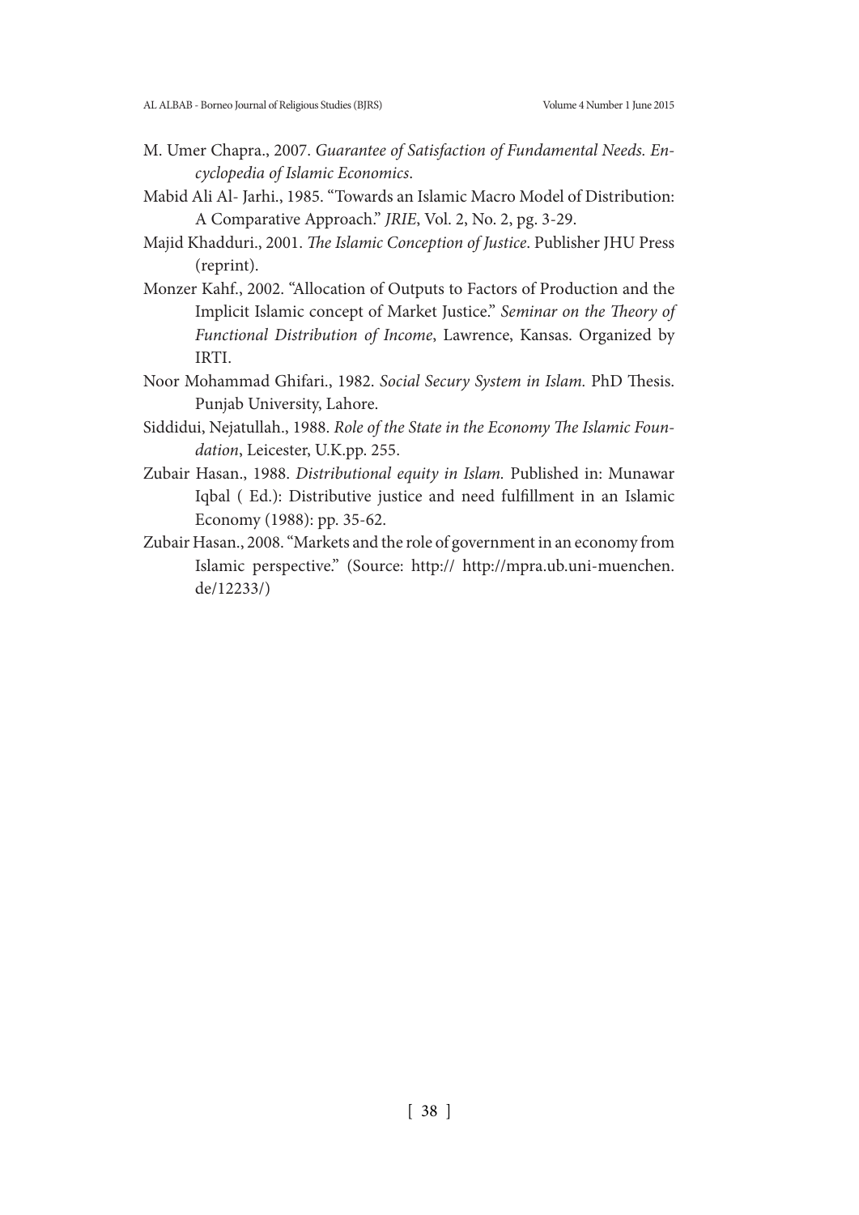M. Umer Chapra., 2007. *Guarantee of Satisfaction of Fundamental Needs. Encyclopedia of Islamic Economics*.

Mabid Ali Al- Jarhi., 1985. "Towards an Islamic Macro Model of Distribution: A Comparative Approach." *JRIE*, Vol. 2, No. 2, pg. 3-29.

Majid Khadduri., 2001. *The Islamic Conception of Justice*. Publisher JHU Press (reprint).

Monzer Kahf., 2002. "Allocation of Outputs to Factors of Production and the Implicit Islamic concept of Market Justice." *Seminar on the Theory of Functional Distribution of Income*, Lawrence, Kansas. Organized by IRTI.

Noor Mohammad Ghifari., 1982. *Social Secury System in Islam.* PhD Thesis. Punjab University, Lahore.

Siddidui, Nejatullah., 1988. *Role of the State in the Economy The Islamic Foundation*, Leicester, U.K.pp. 255.

Zubair Hasan., 1988. *Distributional equity in Islam.* Published in: Munawar Iqbal ( Ed.): Distributive justice and need fulfillment in an Islamic Economy (1988): pp. 35-62.

Zubair Hasan., 2008. "Markets and the role of government in an economy from Islamic perspective." (Source: http:// http://mpra.ub.uni-muenchen.de/12233/)